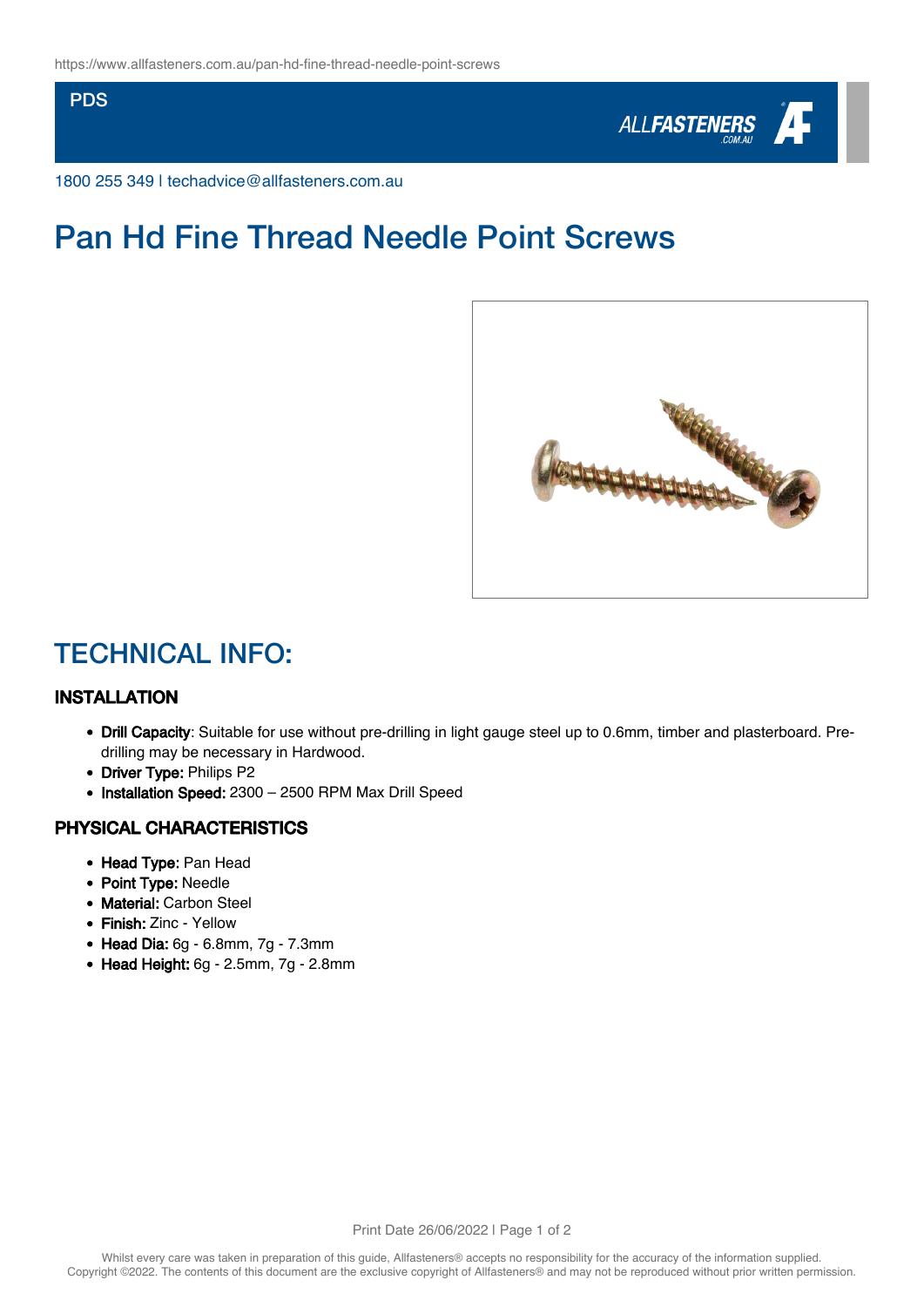https://www.allfasteners.com.au/pan-hd-fine-thread-needle-point-screws

PDS

ALLFASTENERS .COM.AU

1800 255 349 | techadvice@allfasteners.com.au

# Pan Hd Fine Thread Needle Point Screws

## TECHNICAL INFO:

### INSTALLATION

- **Drill Capacity**: Suitable for use without pre-drilling in light gauge steel up to 0.6mm, timber and plasterboard. Pre-drilling may be necessary in Hardwood.
- **Driver Type:** Philips P2
- **Installation Speed:** 2300 – 2500 RPM Max Drill Speed

### PHYSICAL CHARACTERISTICS

- **Head Type:** Pan Head
- **Point Type:** Needle
- **Material:** Carbon Steel
- **Finish:** Zinc - Yellow
- **Head Dia:** 6g - 6.8mm, 7g - 7.3mm
- **Head Height:** 6g - 2.5mm, 7g - 2.8mm

Print Date 26/06/2022

Whilst every care was taken in preparation of this guide, Allfasteners® accepts no responsibility for the accuracy of the information supplied. Copyright ©2022. The contents of this document are the exclusive copyright of Allfasteners® and may not be reproduced without prior written permission.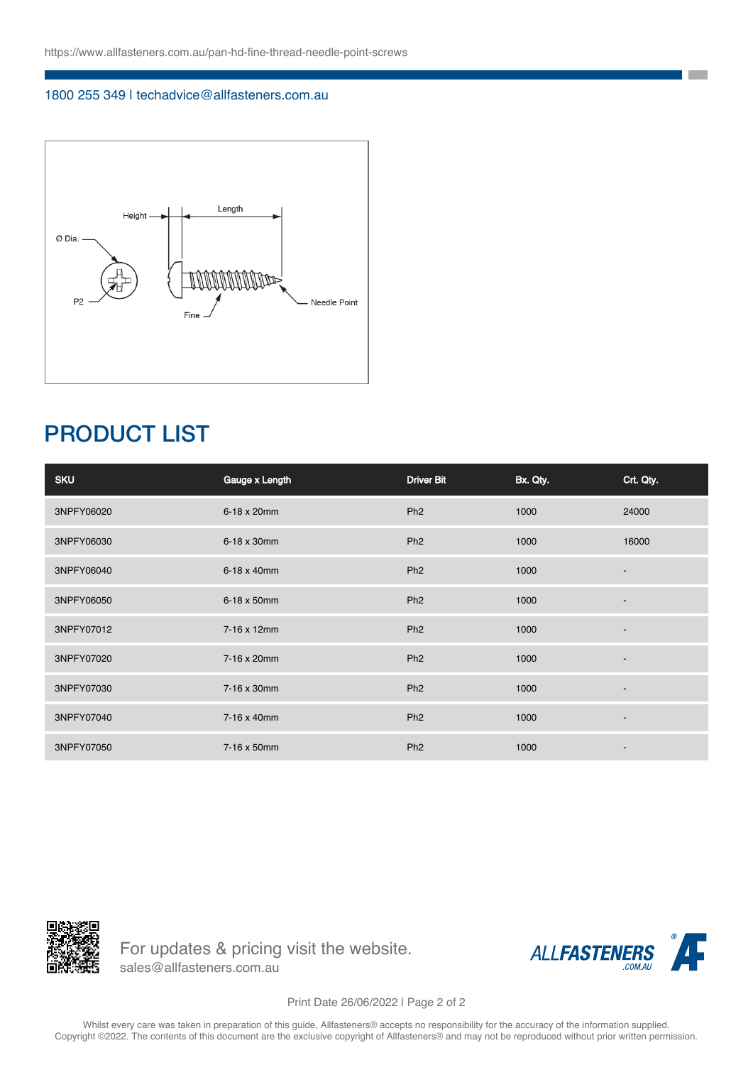https://www.allfasteners.com.au/pan-hd-fine-thread-needle-point-screws

1800 255 349 | techadvice@allfasteners.com.au

Height
Length
Ø Dia.
P2
Fine
Needle Point

# PRODUCT LIST

| SKU | Gauge x Length | Driver Bit | Bx. Qty. | Crt. Qty. |
|---|---|---|---|---|
| 3NPFY06020 | 6-18 x 20mm | Ph2 | 1000 | 24000 |
| 3NPFY06030 | 6-18 x 30mm | Ph2 | 1000 | 16000 |
| 3NPFY06040 | 6-18 x 40mm | Ph2 | 1000 | - |
| 3NPFY06050 | 6-18 x 50mm | Ph2 | 1000 | - |
| 3NPFY07012 | 7-16 x 12mm | Ph2 | 1000 | - |
| 3NPFY07020 | 7-16 x 20mm | Ph2 | 1000 | - |
| 3NPFY07030 | 7-16 x 30mm | Ph2 | 1000 | - |
| 3NPFY07040 | 7-16 x 40mm | Ph2 | 1000 | - |
| 3NPFY07050 | 7-16 x 50mm | Ph2 | 1000 | - |

For updates & pricing visit the website.
sales@allfasteners.com.au

ALLFASTENERS.COM.AU

Print Date 26/06/2022

Whilst every care was taken in preparation of this guide, Allfasteners® accepts no responsibility for the accuracy of the information supplied.
Copyright ©2022. The contents of this document are the exclusive copyright of Allfasteners® and may not be reproduced without prior written permission.